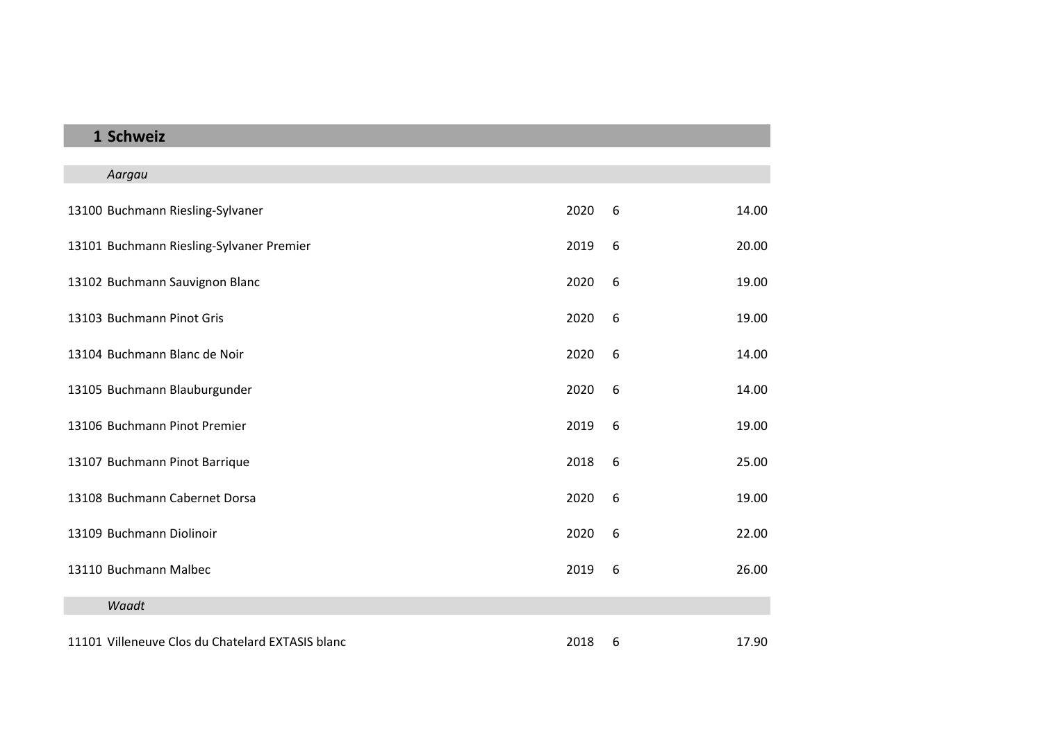# 1 Schweiz

## *Aargau*

| | | | | |
|---|---|---|---|---|
| 13100 | Buchmann Riesling-Sylvaner | 2020 | 6 | 14.00 |
| 13101 | Buchmann Riesling-Sylvaner Premier | 2019 | 6 | 20.00 |
| 13102 | Buchmann Sauvignon Blanc | 2020 | 6 | 19.00 |
| 13103 | Buchmann Pinot Gris | 2020 | 6 | 19.00 |
| 13104 | Buchmann Blanc de Noir | 2020 | 6 | 14.00 |
| 13105 | Buchmann Blauburgunder | 2020 | 6 | 14.00 |
| 13106 | Buchmann Pinot Premier | 2019 | 6 | 19.00 |
| 13107 | Buchmann Pinot Barrique | 2018 | 6 | 25.00 |
| 13108 | Buchmann Cabernet Dorsa | 2020 | 6 | 19.00 |
| 13109 | Buchmann Diolinoir | 2020 | 6 | 22.00 |
| 13110 | Buchmann Malbec | 2019 | 6 | 26.00 |

## *Waadt*

| | | | | |
|---|---|---|---|---|
| 11101 | Villeneuve Clos du Chatelard EXTASIS blanc | 2018 | 6 | 17.90 |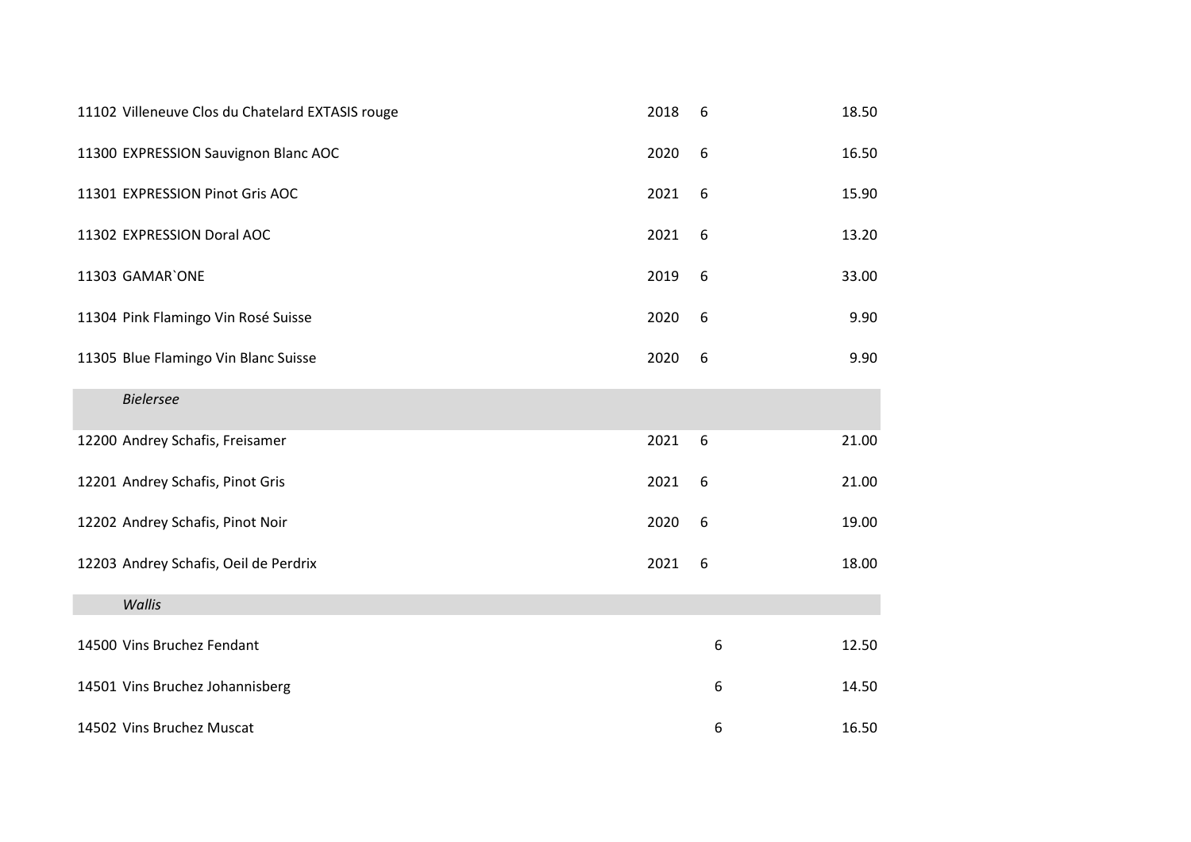| | | | |
|---|---|---|---|
| 11102 Villeneuve Clos du Chatelard EXTASIS rouge | 2018 | 6 | 18.50 |
| 11300 EXPRESSION Sauvignon Blanc AOC | 2020 | 6 | 16.50 |
| 11301 EXPRESSION Pinot Gris AOC | 2021 | 6 | 15.90 |
| 11302 EXPRESSION Doral AOC | 2021 | 6 | 13.20 |
| 11303 GAMAR`ONE | 2019 | 6 | 33.00 |
| 11304 Pink Flamingo Vin Rosé Suisse | 2020 | 6 | 9.90 |
| 11305 Blue Flamingo Vin Blanc Suisse | 2020 | 6 | 9.90 |
| *Bielersee* | | | |
| 12200 Andrey Schafis, Freisamer | 2021 | 6 | 21.00 |
| 12201 Andrey Schafis, Pinot Gris | 2021 | 6 | 21.00 |
| 12202 Andrey Schafis, Pinot Noir | 2020 | 6 | 19.00 |
| 12203 Andrey Schafis, Oeil de Perdrix | 2021 | 6 | 18.00 |
| *Wallis* | | | |
| 14500 Vins Bruchez Fendant | | 6 | 12.50 |
| 14501 Vins Bruchez Johannisberg | | 6 | 14.50 |
| 14502 Vins Bruchez Muscat | | 6 | 16.50 |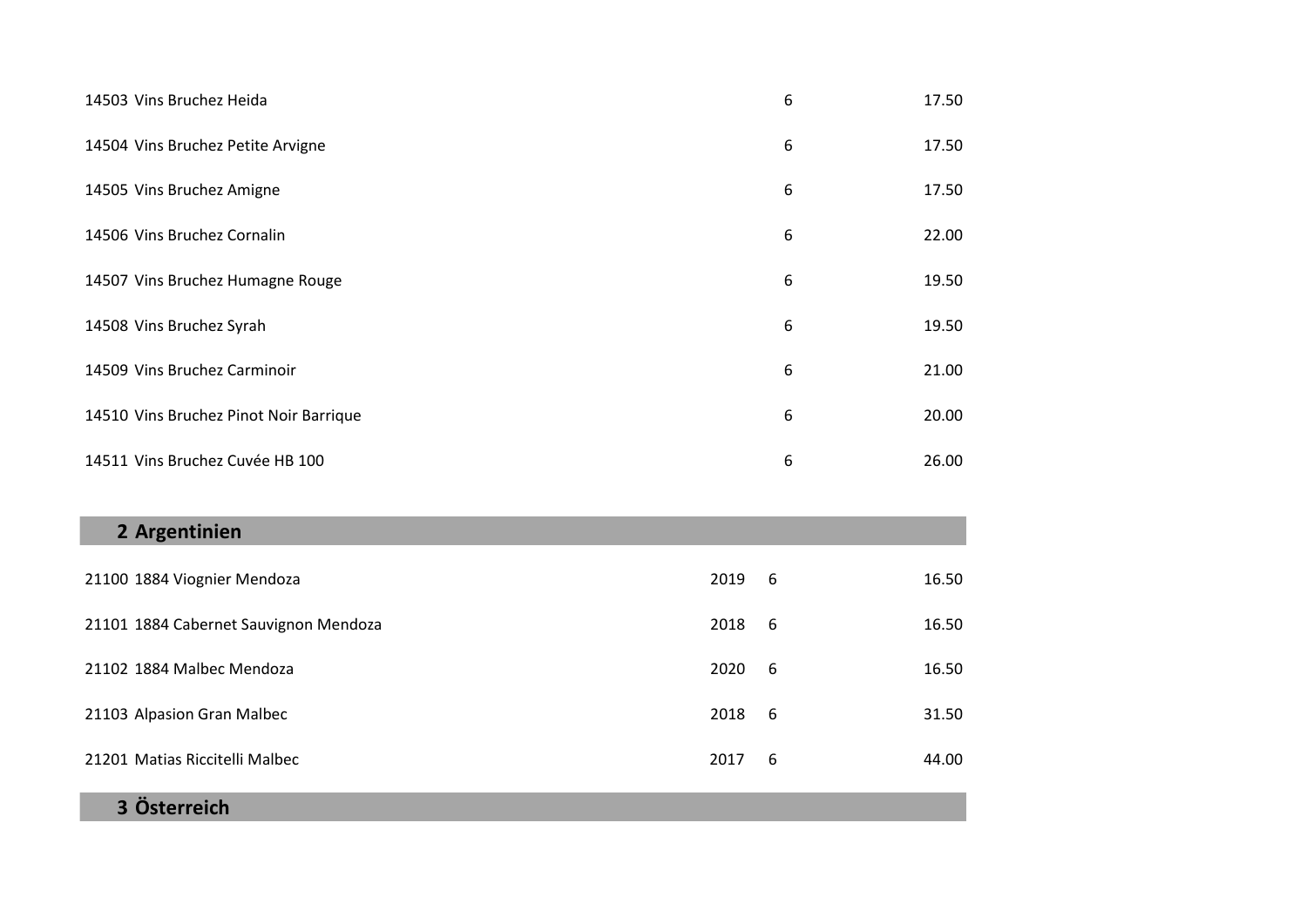| | | | |
|---|---|---|---|
| 14503 Vins Bruchez Heida | | 6 | 17.50 |
| 14504 Vins Bruchez Petite Arvigne | | 6 | 17.50 |
| 14505 Vins Bruchez Amigne | | 6 | 17.50 |
| 14506 Vins Bruchez Cornalin | | 6 | 22.00 |
| 14507 Vins Bruchez Humagne Rouge | | 6 | 19.50 |
| 14508 Vins Bruchez Syrah | | 6 | 19.50 |
| 14509 Vins Bruchez Carminoir | | 6 | 21.00 |
| 14510 Vins Bruchez Pinot Noir Barrique | | 6 | 20.00 |
| 14511 Vins Bruchez Cuvée HB 100 | | 6 | 26.00 |

## 2 Argentinien

| | | | |
|---|---|---|---|
| 21100 1884 Viognier Mendoza | 2019 | 6 | 16.50 |
| 21101 1884 Cabernet Sauvignon Mendoza | 2018 | 6 | 16.50 |
| 21102 1884 Malbec Mendoza | 2020 | 6 | 16.50 |
| 21103 Alpasion Gran Malbec | 2018 | 6 | 31.50 |
| 21201 Matias Riccitelli Malbec | 2017 | 6 | 44.00 |

## 3 Österreich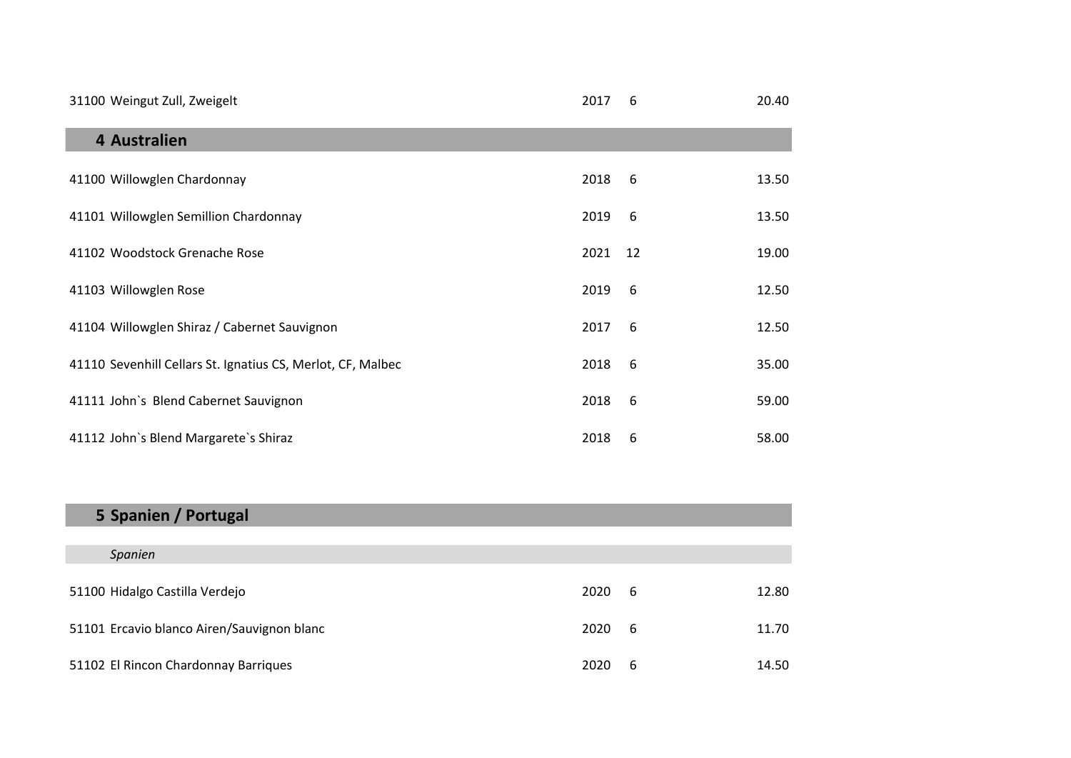| | | | |
|---|---|---|---|
| 31100 | Weingut Zull, Zweigelt | 2017 | 6 | 20.40 |

## 4 Australien

| | | | | |
|---|---|---|---|---|
| 41100 | Willowglen Chardonnay | 2018 | 6 | 13.50 |
| 41101 | Willowglen Semillion Chardonnay | 2019 | 6 | 13.50 |
| 41102 | Woodstock Grenache Rose | 2021 | 12 | 19.00 |
| 41103 | Willowglen Rose | 2019 | 6 | 12.50 |
| 41104 | Willowglen Shiraz / Cabernet Sauvignon | 2017 | 6 | 12.50 |
| 41110 | Sevenhill Cellars St. Ignatius CS, Merlot, CF, Malbec | 2018 | 6 | 35.00 |
| 41111 | John`s Blend Cabernet Sauvignon | 2018 | 6 | 59.00 |
| 41112 | John`s Blend Margarete`s Shiraz | 2018 | 6 | 58.00 |

## 5 Spanien / Portugal

### *Spanien*

| | | | | |
|---|---|---|---|---|
| 51100 | Hidalgo Castilla Verdejo | 2020 | 6 | 12.80 |
| 51101 | Ercavio blanco Airen/Sauvignon blanc | 2020 | 6 | 11.70 |
| 51102 | El Rincon Chardonnay Barriques | 2020 | 6 | 14.50 |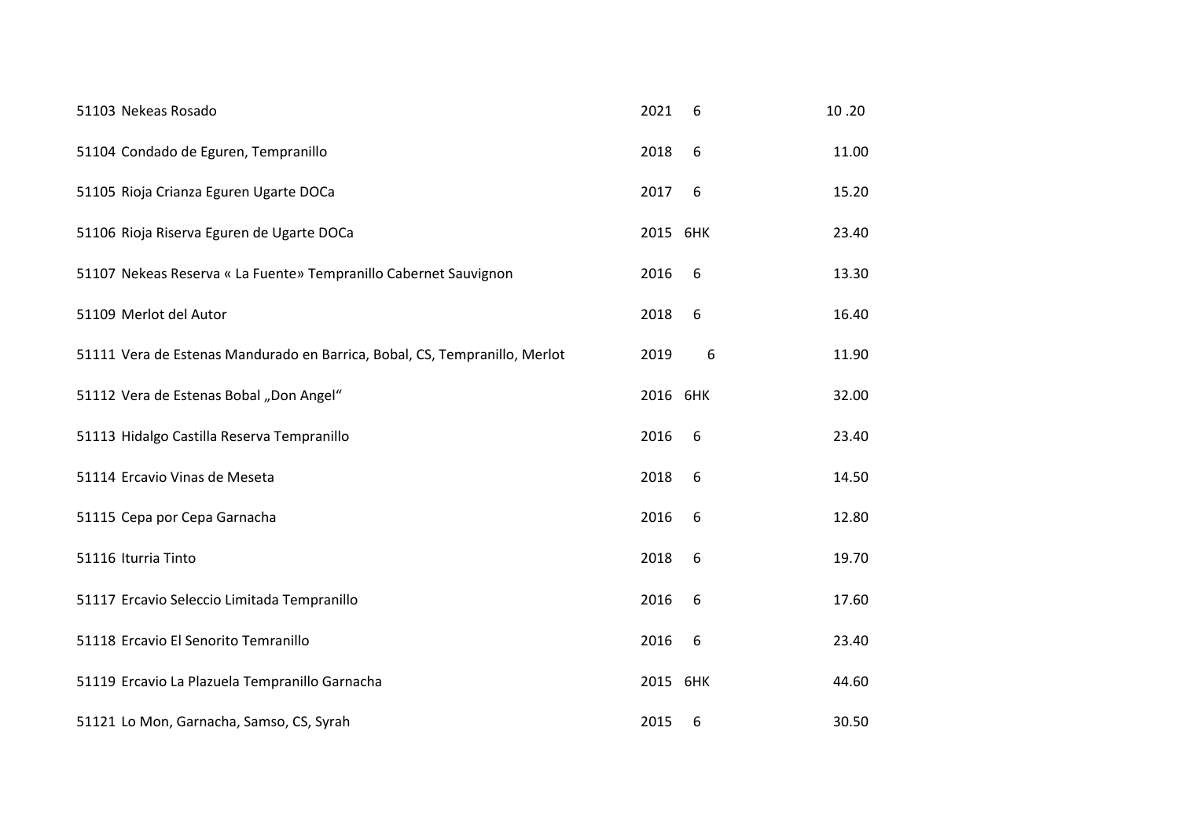| | | | |
|---|---|---|---|
| 51103 Nekeas Rosado | 2021 | 6 | 10 .20 |
| 51104 Condado de Eguren, Tempranillo | 2018 | 6 | 11.00 |
| 51105 Rioja Crianza Eguren Ugarte DOCa | 2017 | 6 | 15.20 |
| 51106 Rioja Riserva Eguren de Ugarte DOCa | 2015 | 6HK | 23.40 |
| 51107 Nekeas Reserva « La Fuente» Tempranillo Cabernet Sauvignon | 2016 | 6 | 13.30 |
| 51109 Merlot del Autor | 2018 | 6 | 16.40 |
| 51111 Vera de Estenas Mandurado en Barrica, Bobal, CS, Tempranillo, Merlot | 2019 | 6 | 11.90 |
| 51112 Vera de Estenas Bobal „Don Angel" | 2016 | 6HK | 32.00 |
| 51113 Hidalgo Castilla Reserva Tempranillo | 2016 | 6 | 23.40 |
| 51114 Ercavio Vinas de Meseta | 2018 | 6 | 14.50 |
| 51115 Cepa por Cepa Garnacha | 2016 | 6 | 12.80 |
| 51116 Iturria Tinto | 2018 | 6 | 19.70 |
| 51117 Ercavio Seleccio Limitada Tempranillo | 2016 | 6 | 17.60 |
| 51118 Ercavio El Senorito Temranillo | 2016 | 6 | 23.40 |
| 51119 Ercavio La Plazuela Tempranillo Garnacha | 2015 | 6HK | 44.60 |
| 51121 Lo Mon, Garnacha, Samso, CS, Syrah | 2015 | 6 | 30.50 |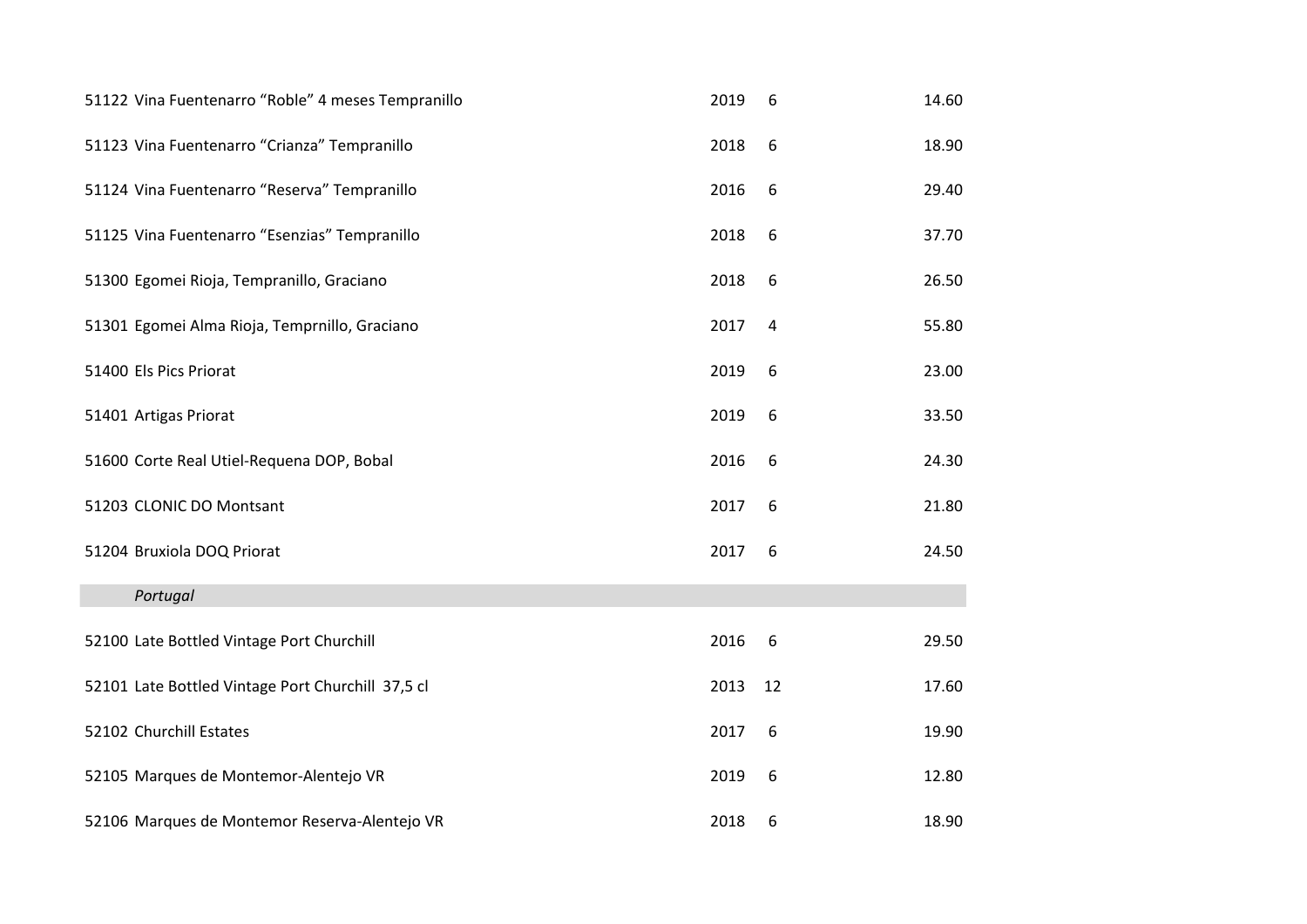| | | | |
|---|---|---|---|
| 51122 | Vina Fuentenarro “Roble” 4 meses Tempranillo | 2019 | 6 | 14.60 |
| 51123 | Vina Fuentenarro “Crianza” Tempranillo | 2018 | 6 | 18.90 |
| 51124 | Vina Fuentenarro “Reserva” Tempranillo | 2016 | 6 | 29.40 |
| 51125 | Vina Fuentenarro “Esenzias” Tempranillo | 2018 | 6 | 37.70 |
| 51300 | Egomei Rioja, Tempranillo, Graciano | 2018 | 6 | 26.50 |
| 51301 | Egomei Alma Rioja, Temprnillo, Graciano | 2017 | 4 | 55.80 |
| 51400 | Els Pics Priorat | 2019 | 6 | 23.00 |
| 51401 | Artigas Priorat | 2019 | 6 | 33.50 |
| 51600 | Corte Real Utiel-Requena DOP, Bobal | 2016 | 6 | 24.30 |
| 51203 | CLONIC DO Montsant | 2017 | 6 | 21.80 |
| 51204 | Bruxiola DOQ Priorat | 2017 | 6 | 24.50 |
| | *Portugal* | | | |
| 52100 | Late Bottled Vintage Port Churchill | 2016 | 6 | 29.50 |
| 52101 | Late Bottled Vintage Port Churchill 37,5 cl | 2013 | 12 | 17.60 |
| 52102 | Churchill Estates | 2017 | 6 | 19.90 |
| 52105 | Marques de Montemor-Alentejo VR | 2019 | 6 | 12.80 |
| 52106 | Marques de Montemor Reserva-Alentejo VR | 2018 | 6 | 18.90 |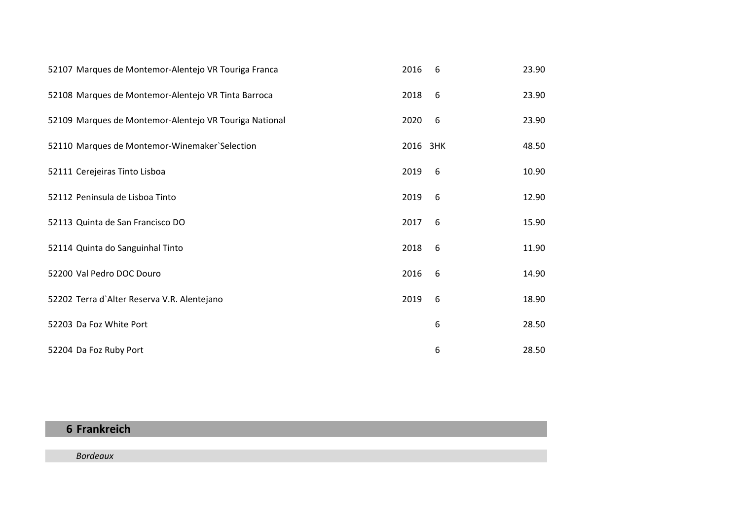| | | | | |
|---|---|---|---|---|
| 52107 | Marques de Montemor-Alentejo VR Touriga Franca | 2016 | 6 | 23.90 |
| 52108 | Marques de Montemor-Alentejo VR Tinta Barroca | 2018 | 6 | 23.90 |
| 52109 | Marques de Montemor-Alentejo VR Touriga National | 2020 | 6 | 23.90 |
| 52110 | Marques de Montemor-Winemaker`Selection | 2016 | 3HK | 48.50 |
| 52111 | Cerejeiras Tinto Lisboa | 2019 | 6 | 10.90 |
| 52112 | Peninsula de Lisboa Tinto | 2019 | 6 | 12.90 |
| 52113 | Quinta de San Francisco DO | 2017 | 6 | 15.90 |
| 52114 | Quinta do Sanguinhal Tinto | 2018 | 6 | 11.90 |
| 52200 | Val Pedro DOC Douro | 2016 | 6 | 14.90 |
| 52202 | Terra d`Alter Reserva V.R. Alentejano | 2019 | 6 | 18.90 |
| 52203 | Da Foz White Port | | 6 | 28.50 |
| 52204 | Da Foz Ruby Port | | 6 | 28.50 |

## 6 Frankreich

*Bordeaux*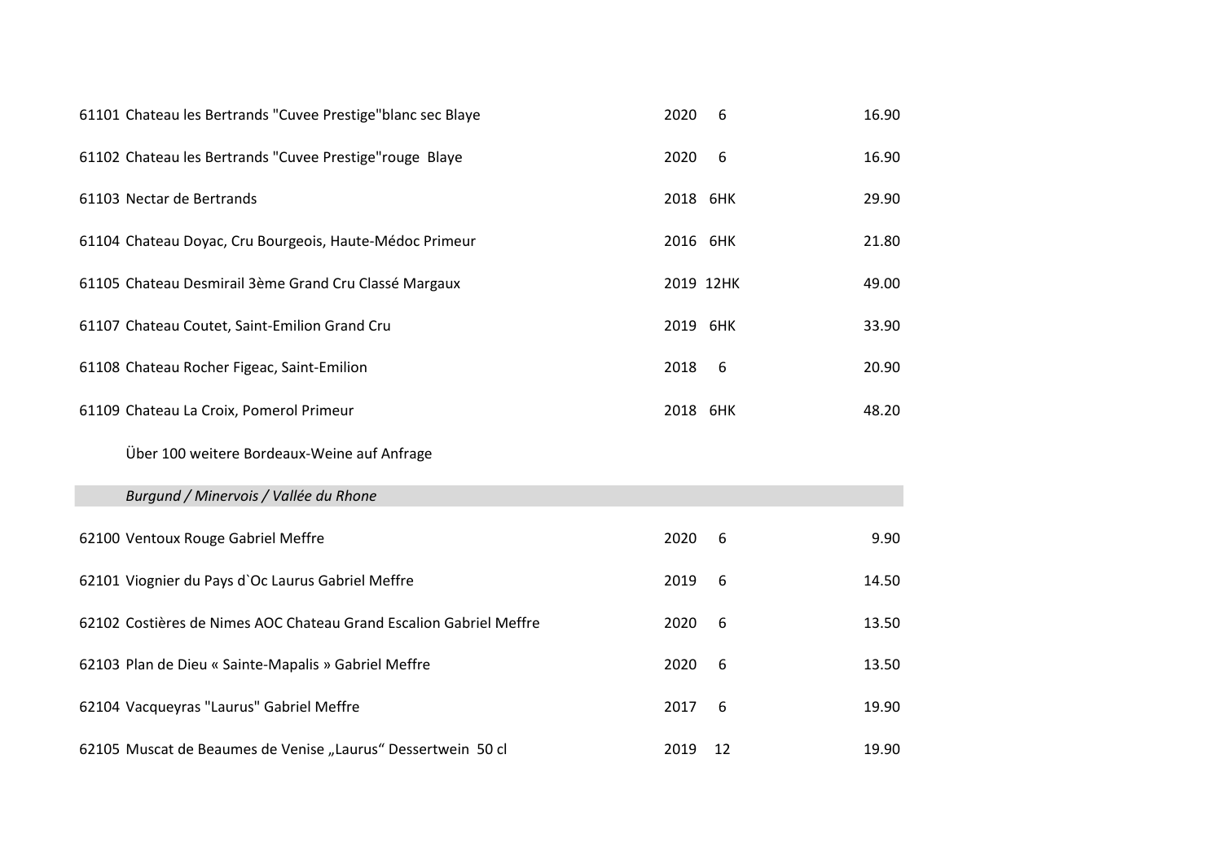| Nr. | Wein | Jahrgang | Menge | Preis |
|---|---|---|---|---|
| 61101 | Chateau les Bertrands "Cuvee Prestige"blanc sec Blaye | 2020 | 6 | 16.90 |
| 61102 | Chateau les Bertrands "Cuvee Prestige"rouge Blaye | 2020 | 6 | 16.90 |
| 61103 | Nectar de Bertrands | 2018 | 6HK | 29.90 |
| 61104 | Chateau Doyac, Cru Bourgeois, Haute-Médoc Primeur | 2016 | 6HK | 21.80 |
| 61105 | Chateau Desmirail 3ème Grand Cru Classé Margaux | 2019 | 12HK | 49.00 |
| 61107 | Chateau Coutet, Saint-Emilion Grand Cru | 2019 | 6HK | 33.90 |
| 61108 | Chateau Rocher Figeac, Saint-Emilion | 2018 | 6 | 20.90 |
| 61109 | Chateau La Croix, Pomerol Primeur | 2018 | 6HK | 48.20 |
| | Über 100 weitere Bordeaux-Weine auf Anfrage | | | |
| | *Burgund / Minervois / Vallée du Rhone* | | | |
| 62100 | Ventoux Rouge Gabriel Meffre | 2020 | 6 | 9.90 |
| 62101 | Viognier du Pays d`Oc Laurus Gabriel Meffre | 2019 | 6 | 14.50 |
| 62102 | Costières de Nimes AOC Chateau Grand Escalion Gabriel Meffre | 2020 | 6 | 13.50 |
| 62103 | Plan de Dieu « Sainte-Mapalis » Gabriel Meffre | 2020 | 6 | 13.50 |
| 62104 | Vacqueyras "Laurus" Gabriel Meffre | 2017 | 6 | 19.90 |
| 62105 | Muscat de Beaumes de Venise „Laurus“ Dessertwein 50 cl | 2019 | 12 | 19.90 |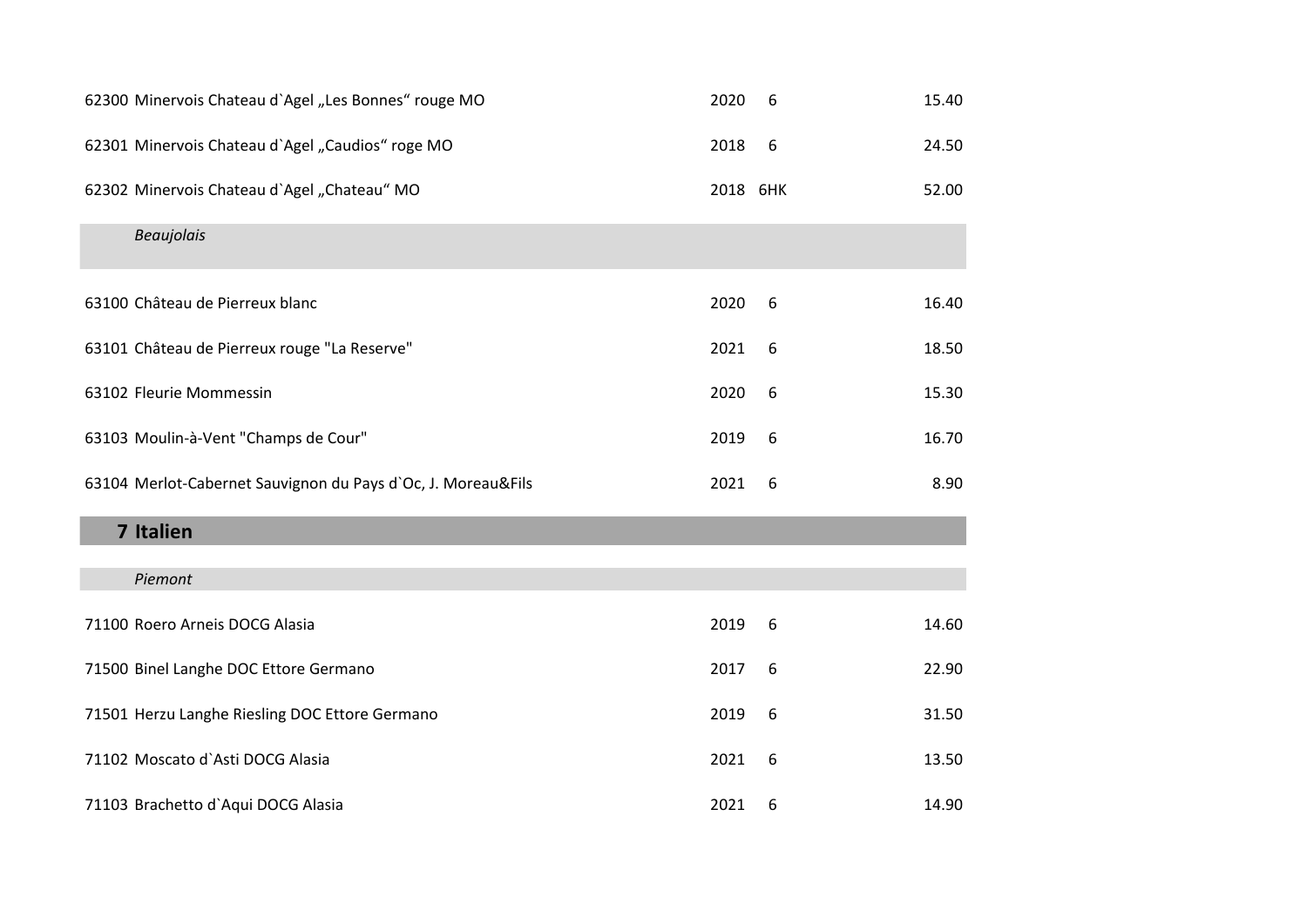| | | | |
|---|---|---|---|
| 62300 | Minervois Chateau d`Agel „Les Bonnes“ rouge MO | 2020 | 6 | 15.40 |
| 62301 | Minervois Chateau d`Agel „Caudios“ roge MO | 2018 | 6 | 24.50 |
| 62302 | Minervois Chateau d`Agel „Chateau“ MO | 2018 | 6HK | 52.00 |
| | *Beaujolais* | | | |
| 63100 | Château de Pierreux blanc | 2020 | 6 | 16.40 |
| 63101 | Château de Pierreux rouge "La Reserve" | 2021 | 6 | 18.50 |
| 63102 | Fleurie Mommessin | 2020 | 6 | 15.30 |
| 63103 | Moulin-à-Vent "Champs de Cour" | 2019 | 6 | 16.70 |
| 63104 | Merlot-Cabernet Sauvignon du Pays d`Oc, J. Moreau&Fils | 2021 | 6 | 8.90 |

## 7 Italien

| | | | | |
|---|---|---|---|---|
| | *Piemont* | | | |
| 71100 | Roero Arneis DOCG Alasia | 2019 | 6 | 14.60 |
| 71500 | Binel Langhe DOC Ettore Germano | 2017 | 6 | 22.90 |
| 71501 | Herzu Langhe Riesling DOC Ettore Germano | 2019 | 6 | 31.50 |
| 71102 | Moscato d`Asti DOCG Alasia | 2021 | 6 | 13.50 |
| 71103 | Brachetto d`Aqui DOCG Alasia | 2021 | 6 | 14.90 |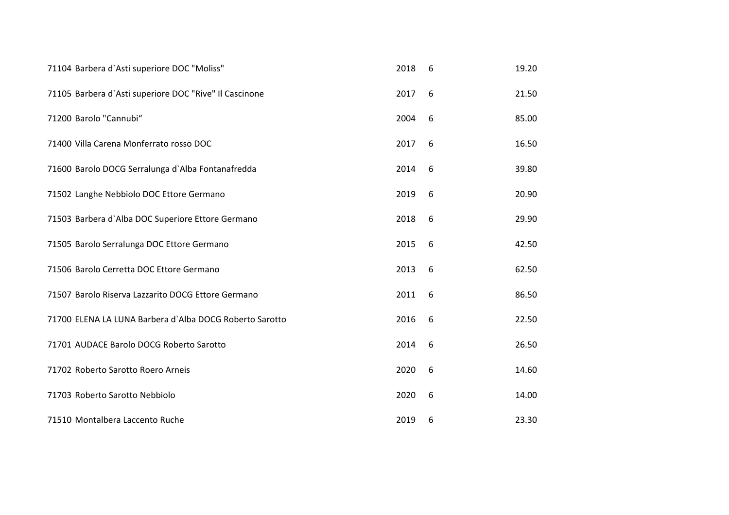| | | | |
|---|---|---|---|
| 71104 | Barbera d`Asti superiore DOC "Moliss" | 2018 | 6 | 19.20 |
| 71105 | Barbera d`Asti superiore DOC "Rive" Il Cascinone | 2017 | 6 | 21.50 |
| 71200 | Barolo "Cannubi“ | 2004 | 6 | 85.00 |
| 71400 | Villa Carena Monferrato rosso DOC | 2017 | 6 | 16.50 |
| 71600 | Barolo DOCG Serralunga d`Alba Fontanafredda | 2014 | 6 | 39.80 |
| 71502 | Langhe Nebbiolo DOC Ettore Germano | 2019 | 6 | 20.90 |
| 71503 | Barbera d`Alba DOC Superiore Ettore Germano | 2018 | 6 | 29.90 |
| 71505 | Barolo Serralunga DOC Ettore Germano | 2015 | 6 | 42.50 |
| 71506 | Barolo Cerretta DOC Ettore Germano | 2013 | 6 | 62.50 |
| 71507 | Barolo Riserva Lazzarito DOCG Ettore Germano | 2011 | 6 | 86.50 |
| 71700 | ELENA LA LUNA Barbera d`Alba DOCG Roberto Sarotto | 2016 | 6 | 22.50 |
| 71701 | AUDACE Barolo DOCG Roberto Sarotto | 2014 | 6 | 26.50 |
| 71702 | Roberto Sarotto Roero Arneis | 2020 | 6 | 14.60 |
| 71703 | Roberto Sarotto Nebbiolo | 2020 | 6 | 14.00 |
| 71510 | Montalbera Laccento Ruche | 2019 | 6 | 23.30 |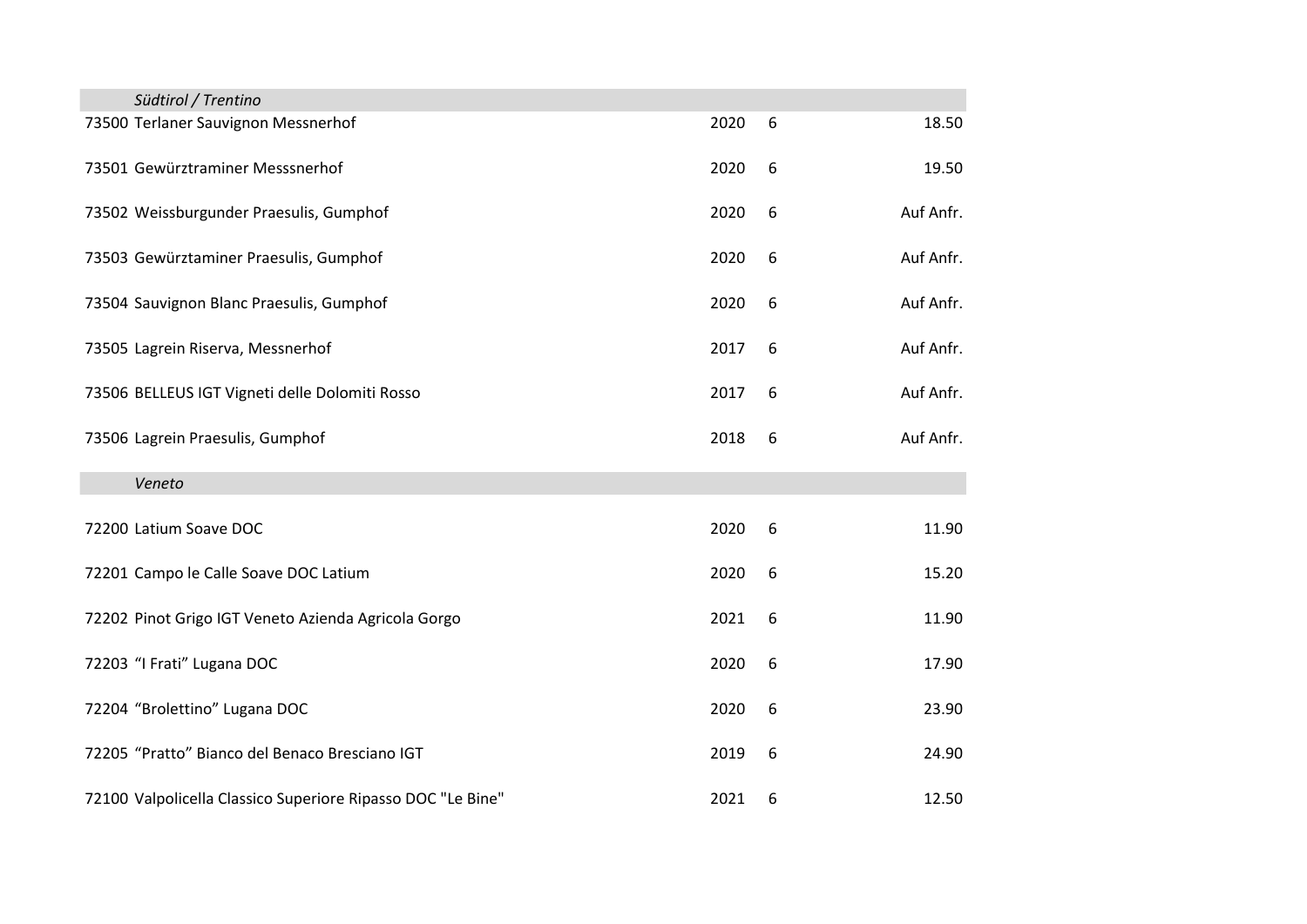| | | | |
|---|---|---|---|
| *Südtirol / Trentino* | | | |
| 73500 Terlaner Sauvignon Messnerhof | 2020 | 6 | 18.50 |
| 73501 Gewürztraminer Messsnerhof | 2020 | 6 | 19.50 |
| 73502 Weissburgunder Praesulis, Gumphof | 2020 | 6 | Auf Anfr. |
| 73503 Gewürztaminer Praesulis, Gumphof | 2020 | 6 | Auf Anfr. |
| 73504 Sauvignon Blanc Praesulis, Gumphof | 2020 | 6 | Auf Anfr. |
| 73505 Lagrein Riserva, Messnerhof | 2017 | 6 | Auf Anfr. |
| 73506 BELLEUS IGT Vigneti delle Dolomiti Rosso | 2017 | 6 | Auf Anfr. |
| 73506 Lagrein Praesulis, Gumphof | 2018 | 6 | Auf Anfr. |
| *Veneto* | | | |
| 72200 Latium Soave DOC | 2020 | 6 | 11.90 |
| 72201 Campo le Calle Soave DOC Latium | 2020 | 6 | 15.20 |
| 72202 Pinot Grigo IGT Veneto Azienda Agricola Gorgo | 2021 | 6 | 11.90 |
| 72203 "I Frati" Lugana DOC | 2020 | 6 | 17.90 |
| 72204 "Brolettino" Lugana DOC | 2020 | 6 | 23.90 |
| 72205 "Pratto" Bianco del Benaco Bresciano IGT | 2019 | 6 | 24.90 |
| 72100 Valpolicella Classico Superiore Ripasso DOC "Le Bine" | 2021 | 6 | 12.50 |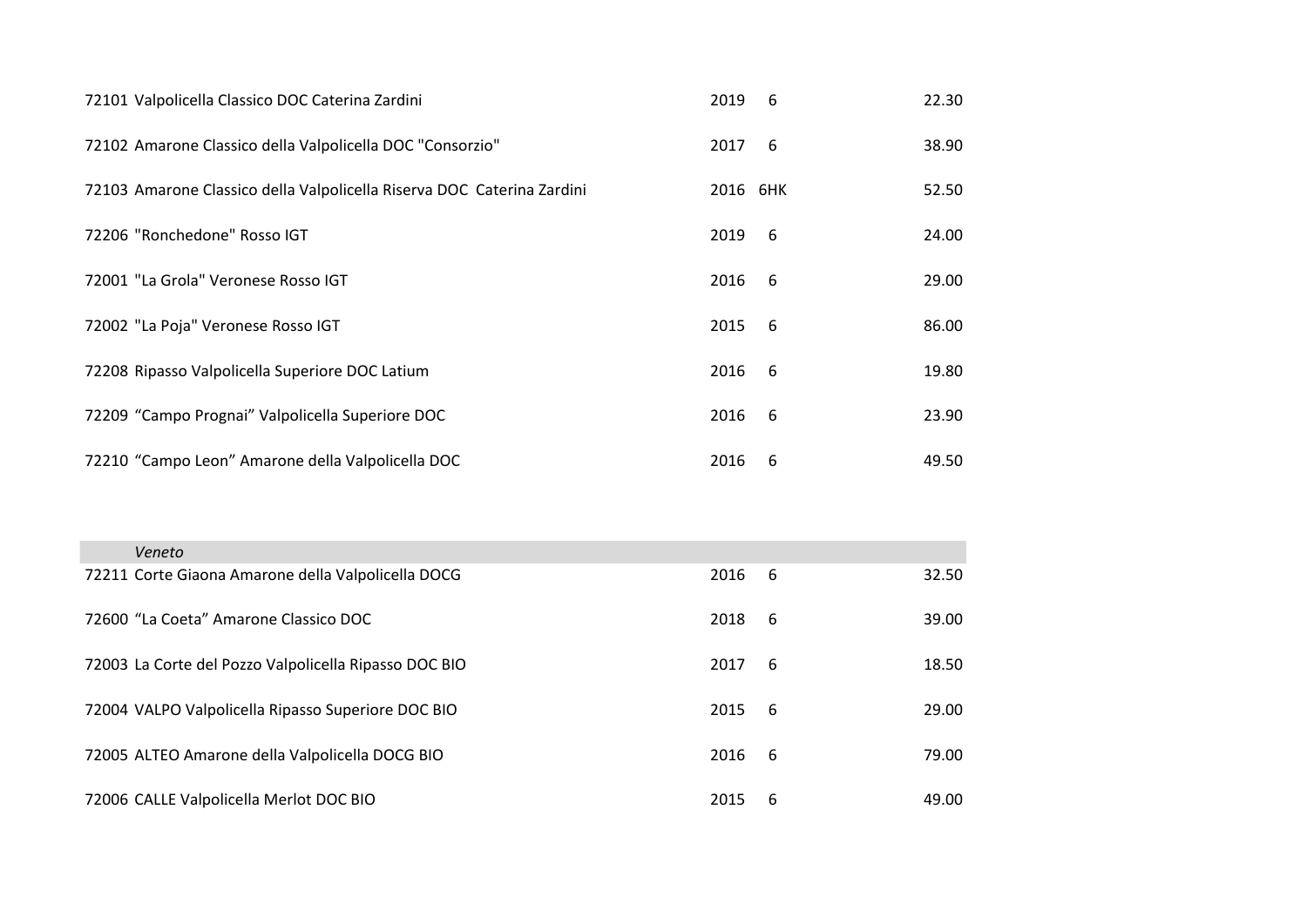| | | | |
|---|---|---|---|
| 72101 Valpolicella Classico DOC Caterina Zardini | 2019 | 6 | 22.30 |
| 72102 Amarone Classico della Valpolicella DOC "Consorzio" | 2017 | 6 | 38.90 |
| 72103 Amarone Classico della Valpolicella Riserva DOC Caterina Zardini | 2016 | 6HK | 52.50 |
| 72206 "Ronchedone" Rosso IGT | 2019 | 6 | 24.00 |
| 72001 "La Grola" Veronese Rosso IGT | 2016 | 6 | 29.00 |
| 72002 "La Poja" Veronese Rosso IGT | 2015 | 6 | 86.00 |
| 72208 Ripasso Valpolicella Superiore DOC Latium | 2016 | 6 | 19.80 |
| 72209 "Campo Prognai" Valpolicella Superiore DOC | 2016 | 6 | 23.90 |
| 72210 "Campo Leon" Amarone della Valpolicella DOC | 2016 | 6 | 49.50 |

| *Veneto* | | | |
|---|---|---|---|
| 72211 Corte Giaona Amarone della Valpolicella DOCG | 2016 | 6 | 32.50 |
| 72600 "La Coeta" Amarone Classico DOC | 2018 | 6 | 39.00 |
| 72003 La Corte del Pozzo Valpolicella Ripasso DOC BIO | 2017 | 6 | 18.50 |
| 72004 VALPO Valpolicella Ripasso Superiore DOC BIO | 2015 | 6 | 29.00 |
| 72005 ALTEO Amarone della Valpolicella DOCG BIO | 2016 | 6 | 79.00 |
| 72006 CALLE Valpolicella Merlot DOC BIO | 2015 | 6 | 49.00 |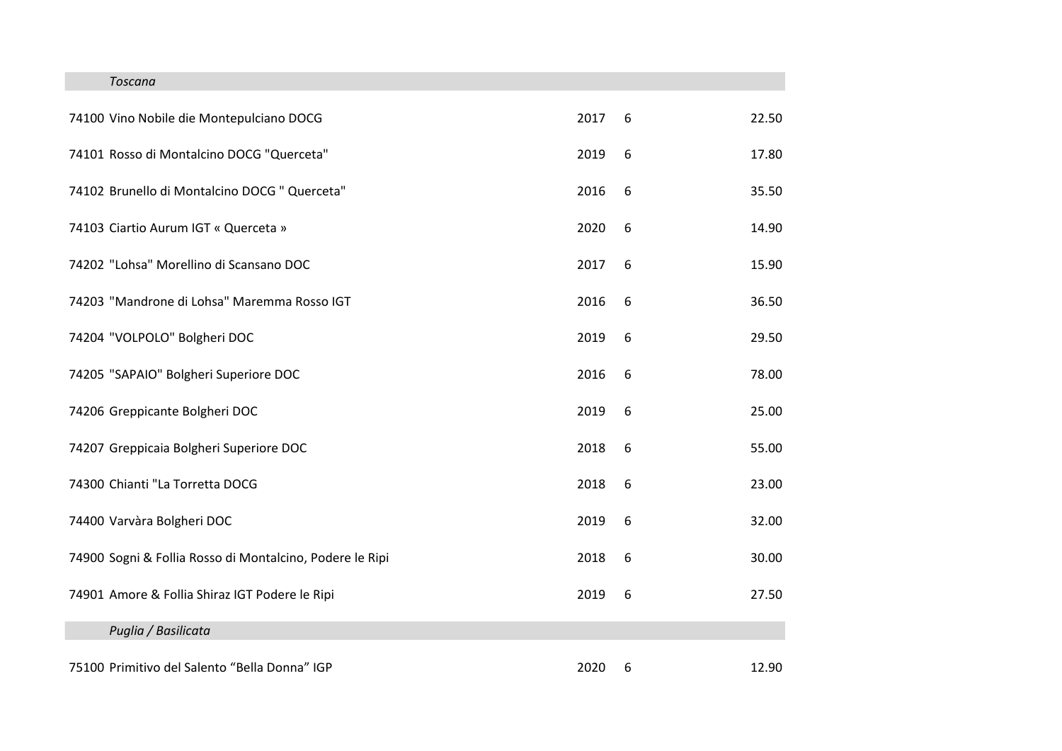| | | | |
|---|---|---|---|
| *Toscana* | | | |
| 74100 Vino Nobile die Montepulciano DOCG | 2017 | 6 | 22.50 |
| 74101 Rosso di Montalcino DOCG "Querceta" | 2019 | 6 | 17.80 |
| 74102 Brunello di Montalcino DOCG " Querceta" | 2016 | 6 | 35.50 |
| 74103 Ciartio Aurum IGT « Querceta » | 2020 | 6 | 14.90 |
| 74202 "Lohsa" Morellino di Scansano DOC | 2017 | 6 | 15.90 |
| 74203 "Mandrone di Lohsa" Maremma Rosso IGT | 2016 | 6 | 36.50 |
| 74204 "VOLPOLO" Bolgheri DOC | 2019 | 6 | 29.50 |
| 74205 "SAPAIO" Bolgheri Superiore DOC | 2016 | 6 | 78.00 |
| 74206 Greppicante Bolgheri DOC | 2019 | 6 | 25.00 |
| 74207 Greppicaia Bolgheri Superiore DOC | 2018 | 6 | 55.00 |
| 74300 Chianti "La Torretta DOCG | 2018 | 6 | 23.00 |
| 74400 Varvàra Bolgheri DOC | 2019 | 6 | 32.00 |
| 74900 Sogni & Follia Rosso di Montalcino, Podere le Ripi | 2018 | 6 | 30.00 |
| 74901 Amore & Follia Shiraz IGT Podere le Ripi | 2019 | 6 | 27.50 |
| *Puglia / Basilicata* | | | |
| 75100 Primitivo del Salento “Bella Donna” IGP | 2020 | 6 | 12.90 |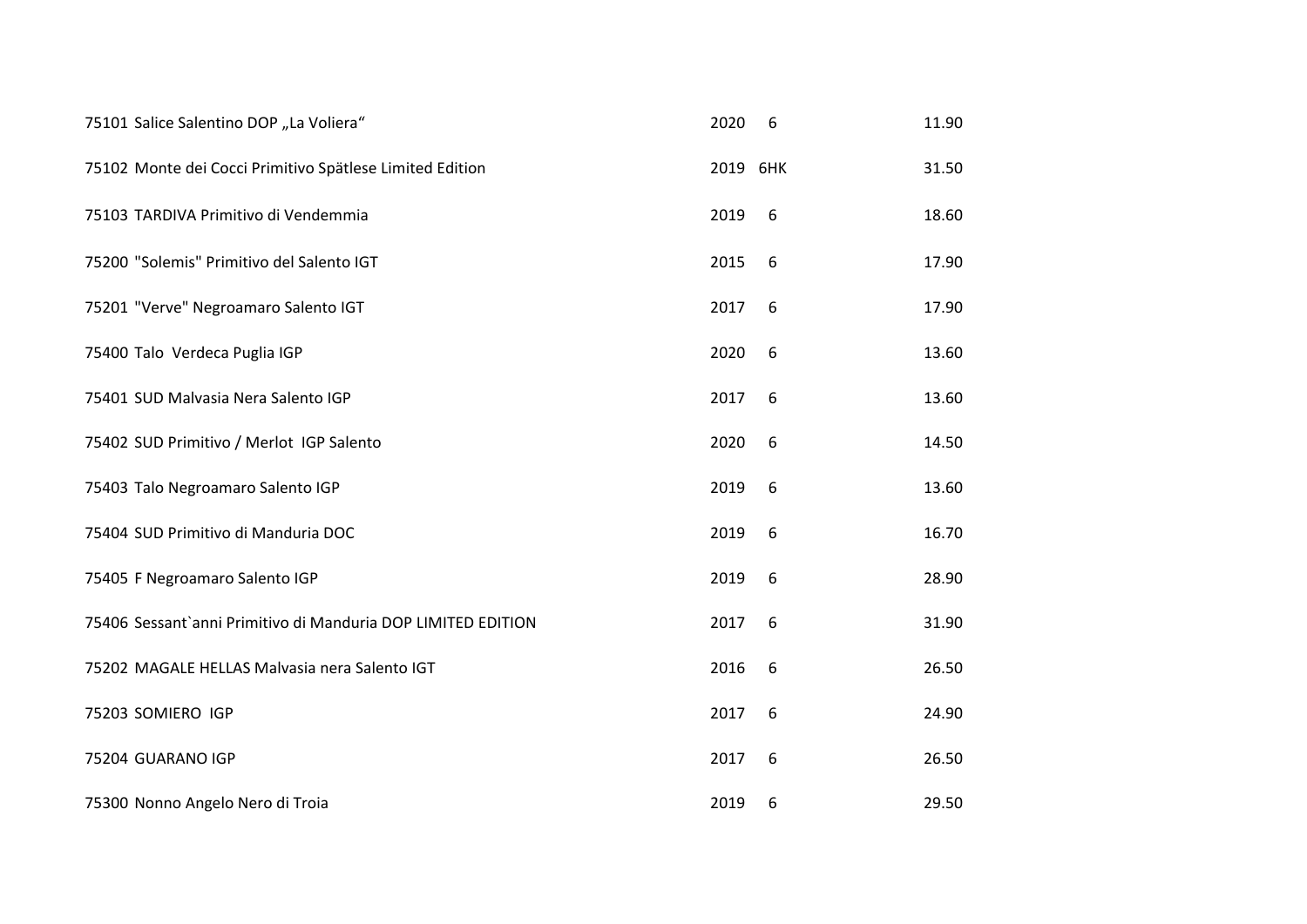| | | | |
|---|---|---|---|
| 75101 Salice Salentino DOP „La Voliera“ | 2020 | 6 | 11.90 |
| 75102 Monte dei Cocci Primitivo Spätlese Limited Edition | 2019 | 6HK | 31.50 |
| 75103 TARDIVA Primitivo di Vendemmia | 2019 | 6 | 18.60 |
| 75200 "Solemis" Primitivo del Salento IGT | 2015 | 6 | 17.90 |
| 75201 "Verve" Negroamaro Salento IGT | 2017 | 6 | 17.90 |
| 75400 Talo Verdeca Puglia IGP | 2020 | 6 | 13.60 |
| 75401 SUD Malvasia Nera Salento IGP | 2017 | 6 | 13.60 |
| 75402 SUD Primitivo / Merlot IGP Salento | 2020 | 6 | 14.50 |
| 75403 Talo Negroamaro Salento IGP | 2019 | 6 | 13.60 |
| 75404 SUD Primitivo di Manduria DOC | 2019 | 6 | 16.70 |
| 75405 F Negroamaro Salento IGP | 2019 | 6 | 28.90 |
| 75406 Sessant`anni Primitivo di Manduria DOP LIMITED EDITION | 2017 | 6 | 31.90 |
| 75202 MAGALE HELLAS Malvasia nera Salento IGT | 2016 | 6 | 26.50 |
| 75203 SOMIERO IGP | 2017 | 6 | 24.90 |
| 75204 GUARANO IGP | 2017 | 6 | 26.50 |
| 75300 Nonno Angelo Nero di Troia | 2019 | 6 | 29.50 |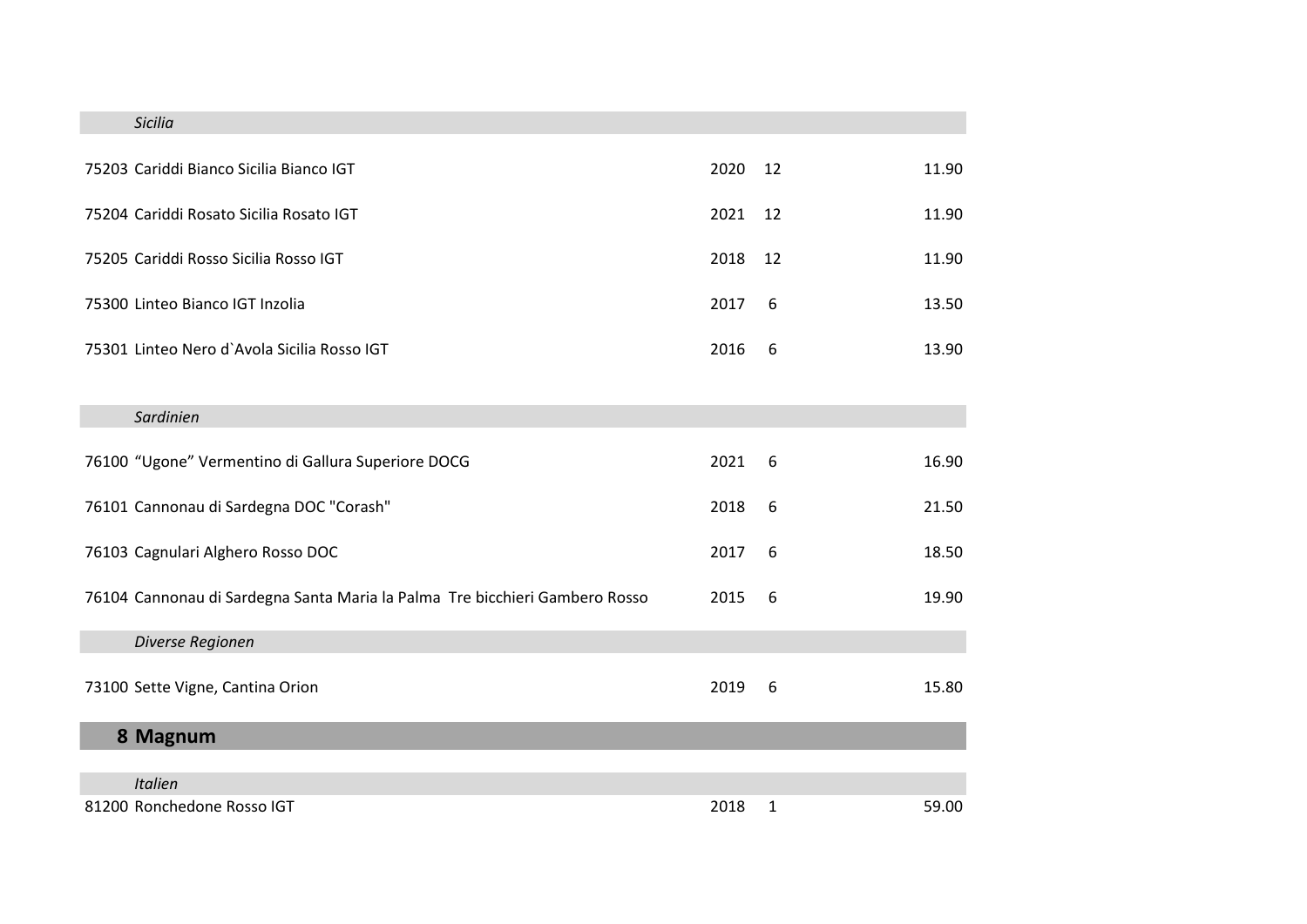*Sicilia*

| | | | | |
|---|---|---|---|---|
| 75203 | Cariddi Bianco Sicilia Bianco IGT | 2020 | 12 | 11.90 |
| 75204 | Cariddi Rosato Sicilia Rosato IGT | 2021 | 12 | 11.90 |
| 75205 | Cariddi Rosso Sicilia Rosso IGT | 2018 | 12 | 11.90 |
| 75300 | Linteo Bianco IGT Inzolia | 2017 | 6 | 13.50 |
| 75301 | Linteo Nero d`Avola Sicilia Rosso IGT | 2016 | 6 | 13.90 |

*Sardinien*

| | | | | |
|---|---|---|---|---|
| 76100 | “Ugone” Vermentino di Gallura Superiore DOCG | 2021 | 6 | 16.90 |
| 76101 | Cannonau di Sardegna DOC "Corash" | 2018 | 6 | 21.50 |
| 76103 | Cagnulari Alghero Rosso DOC | 2017 | 6 | 18.50 |
| 76104 | Cannonau di Sardegna Santa Maria la Palma Tre bicchieri Gambero Rosso | 2015 | 6 | 19.90 |

*Diverse Regionen*

| | | | | |
|---|---|---|---|---|
| 73100 | Sette Vigne, Cantina Orion | 2019 | 6 | 15.80 |

## 8 Magnum

*Italien*

| | | | | |
|---|---|---|---|---|
| 81200 | Ronchedone Rosso IGT | 2018 | 1 | 59.00 |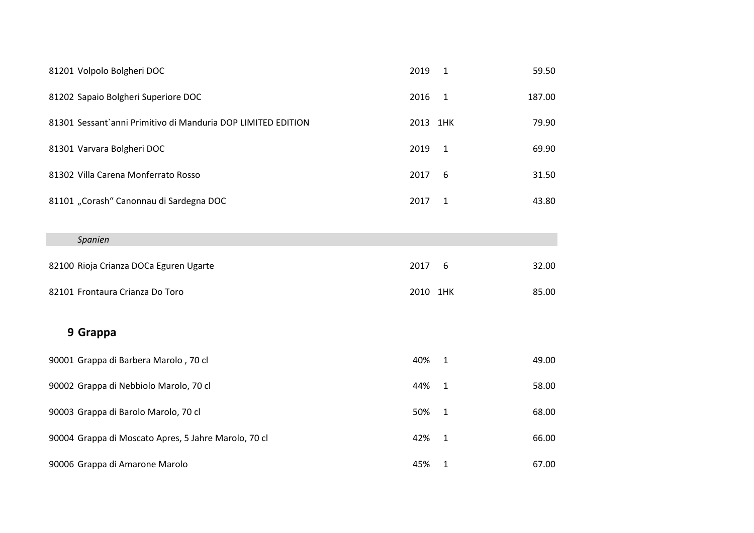| | | | |
|---|---|---|---|
| 81201 | Volpolo Bolgheri DOC | 2019 1 | 59.50 |
| 81202 | Sapaio Bolgheri Superiore DOC | 2016 1 | 187.00 |
| 81301 | Sessant`anni Primitivo di Manduria DOP LIMITED EDITION | 2013 1HK | 79.90 |
| 81301 | Varvara Bolgheri DOC | 2019 1 | 69.90 |
| 81302 | Villa Carena Monferrato Rosso | 2017 6 | 31.50 |
| 81101 | „Corash“ Canonnau di Sardegna DOC | 2017 1 | 43.80 |

*Spanien*

| | | | |
|---|---|---|---|
| 82100 | Rioja Crianza DOCa Eguren Ugarte | 2017 6 | 32.00 |
| 82101 | Frontaura Crianza Do Toro | 2010 1HK | 85.00 |

## 9 Grappa

| | | | | |
|---|---|---|---|---|
| 90001 | Grappa di Barbera Marolo , 70 cl | 40% | 1 | 49.00 |
| 90002 | Grappa di Nebbiolo Marolo, 70 cl | 44% | 1 | 58.00 |
| 90003 | Grappa di Barolo Marolo, 70 cl | 50% | 1 | 68.00 |
| 90004 | Grappa di Moscato Apres, 5 Jahre Marolo, 70 cl | 42% | 1 | 66.00 |
| 90006 | Grappa di Amarone Marolo | 45% | 1 | 67.00 |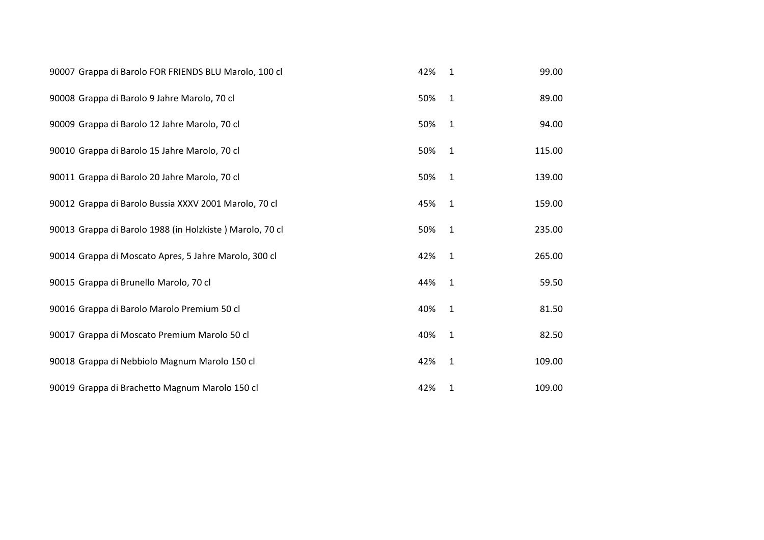| | | | | |
|---|---|---|---|---|
| 90007 | Grappa di Barolo FOR FRIENDS BLU Marolo, 100 cl | 42% | 1 | 99.00 |
| 90008 | Grappa di Barolo 9 Jahre Marolo, 70 cl | 50% | 1 | 89.00 |
| 90009 | Grappa di Barolo 12 Jahre Marolo, 70 cl | 50% | 1 | 94.00 |
| 90010 | Grappa di Barolo 15 Jahre Marolo, 70 cl | 50% | 1 | 115.00 |
| 90011 | Grappa di Barolo 20 Jahre Marolo, 70 cl | 50% | 1 | 139.00 |
| 90012 | Grappa di Barolo Bussia XXXV 2001 Marolo, 70 cl | 45% | 1 | 159.00 |
| 90013 | Grappa di Barolo 1988 (in Holzkiste ) Marolo, 70 cl | 50% | 1 | 235.00 |
| 90014 | Grappa di Moscato Apres, 5 Jahre Marolo, 300 cl | 42% | 1 | 265.00 |
| 90015 | Grappa di Brunello Marolo, 70 cl | 44% | 1 | 59.50 |
| 90016 | Grappa di Barolo Marolo Premium 50 cl | 40% | 1 | 81.50 |
| 90017 | Grappa di Moscato Premium Marolo 50 cl | 40% | 1 | 82.50 |
| 90018 | Grappa di Nebbiolo Magnum Marolo 150 cl | 42% | 1 | 109.00 |
| 90019 | Grappa di Brachetto Magnum Marolo 150 cl | 42% | 1 | 109.00 |